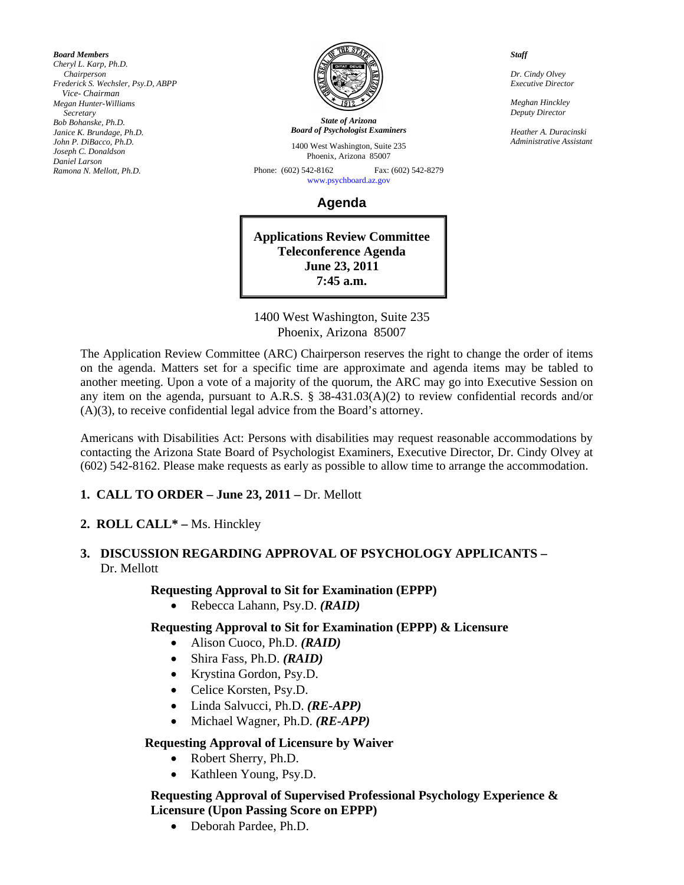***Board Members***
*Cheryl L. Karp, Ph.D.*
*Chairperson*
*Frederick S. Wechsler, Psy.D, ABPP*
*Vice- Chairman*
*Megan Hunter-Williams*
*Secretary*
*Bob Bohanske, Ph.D.*
*Janice K. Brundage, Ph.D.*
*John P. DiBacco, Ph.D.*
*Joseph C. Donaldson*
*Daniel Larson*
*Ramona N. Mellott, Ph.D.*

***State of Arizona***
***Board of Psychologist Examiners***
1400 West Washington, Suite 235
Phoenix, Arizona 85007
Phone: (602) 542-8162 Fax: (602) 542-8279
www.psychboard.az.gov

***Staff***

*Dr. Cindy Olvey*
*Executive Director*

*Meghan Hinckley*
*Deputy Director*

*Heather A. Duracinski*
*Administrative Assistant*

## Agenda

**Applications Review Committee**
**Teleconference Agenda**
**June 23, 2011**
**7:45 a.m.**

1400 West Washington, Suite 235
Phoenix, Arizona 85007

The Application Review Committee (ARC) Chairperson reserves the right to change the order of items on the agenda. Matters set for a specific time are approximate and agenda items may be tabled to another meeting. Upon a vote of a majority of the quorum, the ARC may go into Executive Session on any item on the agenda, pursuant to A.R.S. § 38-431.03(A)(2) to review confidential records and/or (A)(3), to receive confidential legal advice from the Board's attorney.

Americans with Disabilities Act: Persons with disabilities may request reasonable accommodations by contacting the Arizona State Board of Psychologist Examiners, Executive Director, Dr. Cindy Olvey at (602) 542-8162. Please make requests as early as possible to allow time to arrange the accommodation.

1. **CALL TO ORDER – June 23, 2011 –** Dr. Mellott

2. **ROLL CALL* –** Ms. Hinckley

3. **DISCUSSION REGARDING APPROVAL OF PSYCHOLOGY APPLICANTS –** Dr. Mellott

**Requesting Approval to Sit for Examination (EPPP)**

- Rebecca Lahann, Psy.D. ***(RAID)***

**Requesting Approval to Sit for Examination (EPPP) & Licensure**

- Alison Cuoco, Ph.D. ***(RAID)***
- Shira Fass, Ph.D. ***(RAID)***
- Krystina Gordon, Psy.D.
- Celice Korsten, Psy.D.
- Linda Salvucci, Ph.D. ***(RE-APP)***
- Michael Wagner, Ph.D. ***(RE-APP)***

**Requesting Approval of Licensure by Waiver**

- Robert Sherry, Ph.D.
- Kathleen Young, Psy.D.

**Requesting Approval of Supervised Professional Psychology Experience & Licensure (Upon Passing Score on EPPP)**

- Deborah Pardee, Ph.D.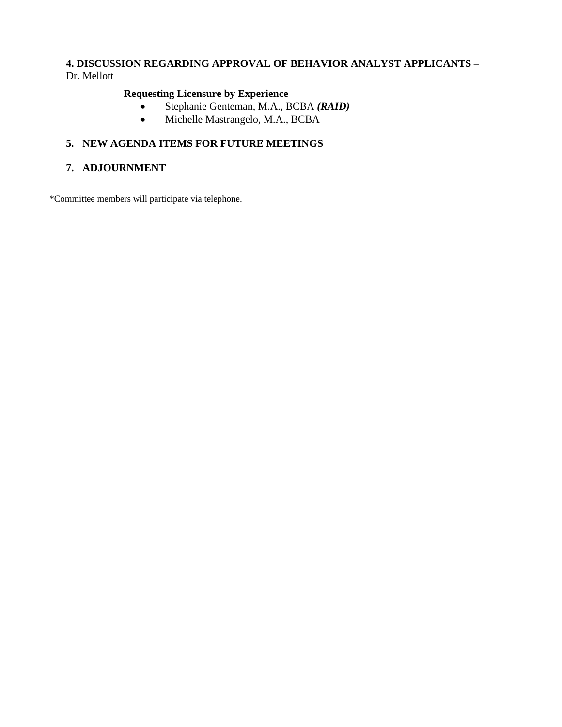**4. DISCUSSION REGARDING APPROVAL OF BEHAVIOR ANALYST APPLICANTS –** Dr. Mellott

**Requesting Licensure by Experience**

- Stephanie Genteman, M.A., BCBA ***(RAID)***
- Michelle Mastrangelo, M.A., BCBA

**5. NEW AGENDA ITEMS FOR FUTURE MEETINGS**

**7. ADJOURNMENT**

*Committee members will participate via telephone.